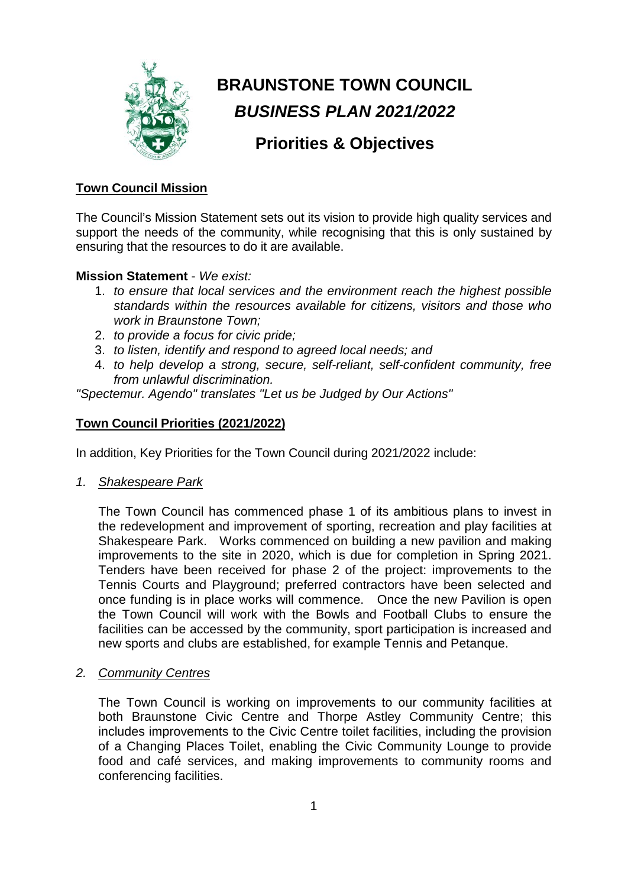# BRAUNSTONE TOWN COUNCIL

## *BUSINESS PLAN 2021/2022*

## Priorities & Objectives

### Town Council Mission

The Council's Mission Statement sets out its vision to provide high quality services and support the needs of the community, while recognising that this is only sustained by ensuring that the resources to do it are available.

**Mission Statement** - *We exist:*

1. *to ensure that local services and the environment reach the highest possible standards within the resources available for citizens, visitors and those who work in Braunstone Town;*
2. *to provide a focus for civic pride;*
3. *to listen, identify and respond to agreed local needs; and*
4. *to help develop a strong, secure, self-reliant, self-confident community, free from unlawful discrimination.*

*"Spectemur. Agendo" translates "Let us be Judged by Our Actions"*

### Town Council Priorities (2021/2022)

In addition, Key Priorities for the Town Council during 2021/2022 include:

*1. Shakespeare Park*

The Town Council has commenced phase 1 of its ambitious plans to invest in the redevelopment and improvement of sporting, recreation and play facilities at Shakespeare Park. Works commenced on building a new pavilion and making improvements to the site in 2020, which is due for completion in Spring 2021. Tenders have been received for phase 2 of the project: improvements to the Tennis Courts and Playground; preferred contractors have been selected and once funding is in place works will commence. Once the new Pavilion is open the Town Council will work with the Bowls and Football Clubs to ensure the facilities can be accessed by the community, sport participation is increased and new sports and clubs are established, for example Tennis and Petanque.

*2. Community Centres*

The Town Council is working on improvements to our community facilities at both Braunstone Civic Centre and Thorpe Astley Community Centre; this includes improvements to the Civic Centre toilet facilities, including the provision of a Changing Places Toilet, enabling the Civic Community Lounge to provide food and café services, and making improvements to community rooms and conferencing facilities.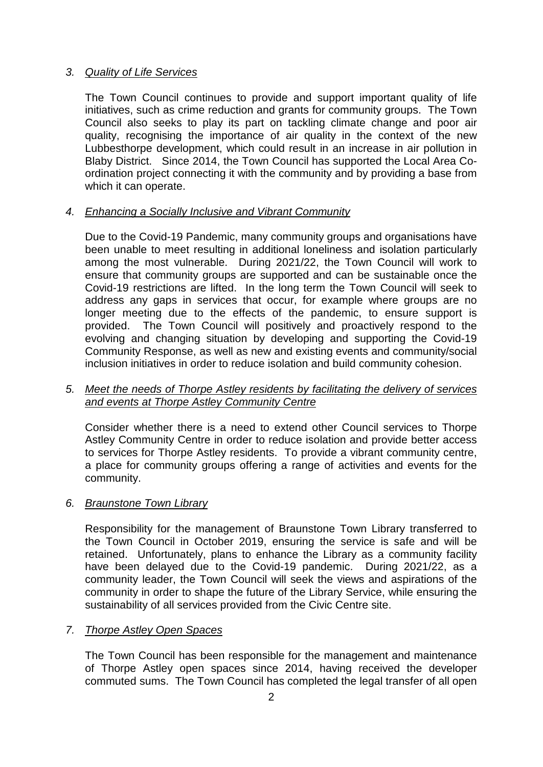3. *Quality of Life Services*

   The Town Council continues to provide and support important quality of life initiatives, such as crime reduction and grants for community groups. The Town Council also seeks to play its part on tackling climate change and poor air quality, recognising the importance of air quality in the context of the new Lubbesthorpe development, which could result in an increase in air pollution in Blaby District. Since 2014, the Town Council has supported the Local Area Co-ordination project connecting it with the community and by providing a base from which it can operate.

4. *Enhancing a Socially Inclusive and Vibrant Community*

   Due to the Covid-19 Pandemic, many community groups and organisations have been unable to meet resulting in additional loneliness and isolation particularly among the most vulnerable. During 2021/22, the Town Council will work to ensure that community groups are supported and can be sustainable once the Covid-19 restrictions are lifted. In the long term the Town Council will seek to address any gaps in services that occur, for example where groups are no longer meeting due to the effects of the pandemic, to ensure support is provided. The Town Council will positively and proactively respond to the evolving and changing situation by developing and supporting the Covid-19 Community Response, as well as new and existing events and community/social inclusion initiatives in order to reduce isolation and build community cohesion.

5. *Meet the needs of Thorpe Astley residents by facilitating the delivery of services and events at Thorpe Astley Community Centre*

   Consider whether there is a need to extend other Council services to Thorpe Astley Community Centre in order to reduce isolation and provide better access to services for Thorpe Astley residents. To provide a vibrant community centre, a place for community groups offering a range of activities and events for the community.

6. *Braunstone Town Library*

   Responsibility for the management of Braunstone Town Library transferred to the Town Council in October 2019, ensuring the service is safe and will be retained. Unfortunately, plans to enhance the Library as a community facility have been delayed due to the Covid-19 pandemic. During 2021/22, as a community leader, the Town Council will seek the views and aspirations of the community in order to shape the future of the Library Service, while ensuring the sustainability of all services provided from the Civic Centre site.

7. *Thorpe Astley Open Spaces*

   The Town Council has been responsible for the management and maintenance of Thorpe Astley open spaces since 2014, having received the developer commuted sums. The Town Council has completed the legal transfer of all open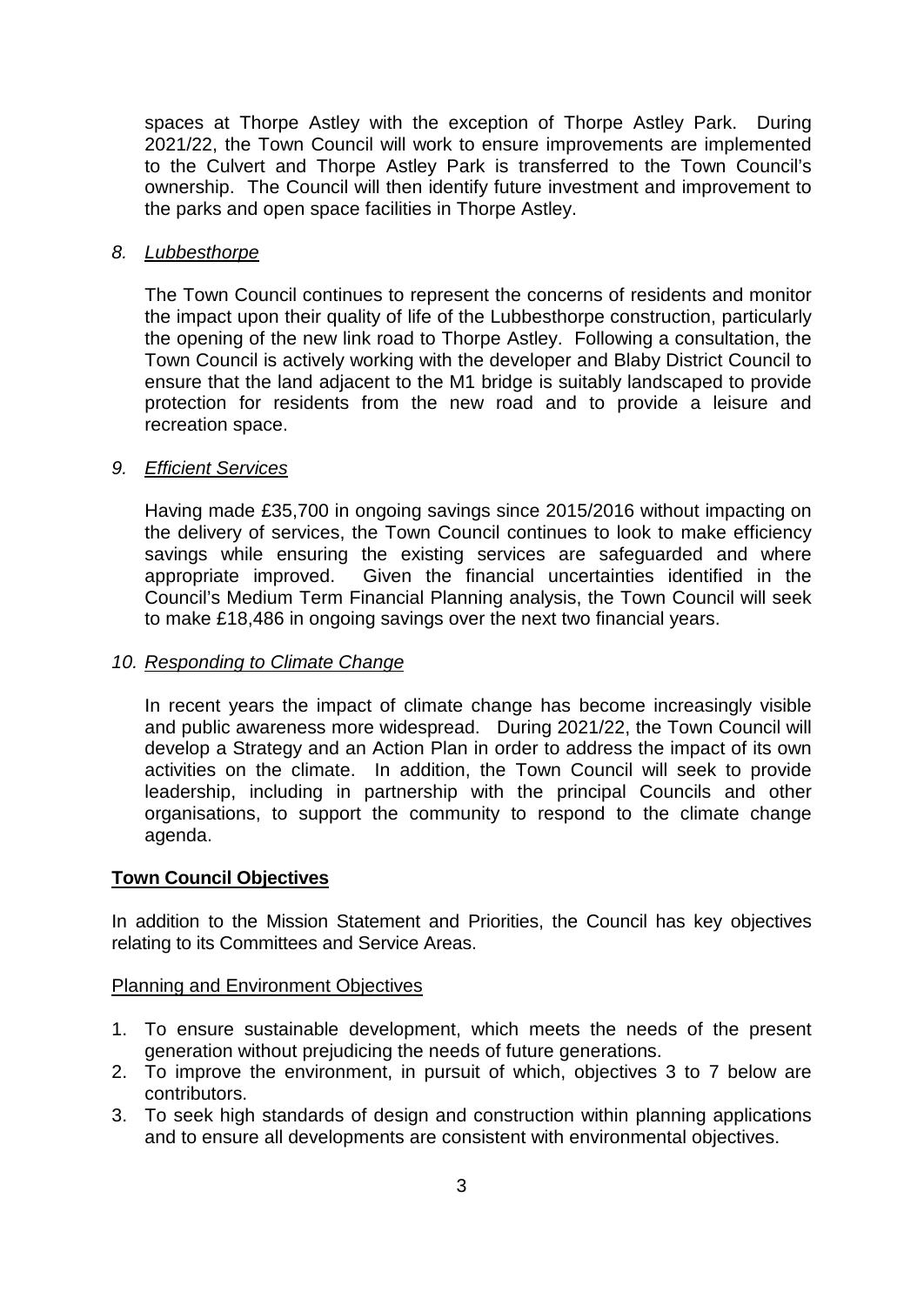spaces at Thorpe Astley with the exception of Thorpe Astley Park. During 2021/22, the Town Council will work to ensure improvements are implemented to the Culvert and Thorpe Astley Park is transferred to the Town Council's ownership. The Council will then identify future investment and improvement to the parks and open space facilities in Thorpe Astley.

*8. <u>Lubbesthorpe</u>*

The Town Council continues to represent the concerns of residents and monitor the impact upon their quality of life of the Lubbesthorpe construction, particularly the opening of the new link road to Thorpe Astley. Following a consultation, the Town Council is actively working with the developer and Blaby District Council to ensure that the land adjacent to the M1 bridge is suitably landscaped to provide protection for residents from the new road and to provide a leisure and recreation space.

*9. <u>Efficient Services</u>*

Having made £35,700 in ongoing savings since 2015/2016 without impacting on the delivery of services, the Town Council continues to look to make efficiency savings while ensuring the existing services are safeguarded and where appropriate improved. Given the financial uncertainties identified in the Council's Medium Term Financial Planning analysis, the Town Council will seek to make £18,486 in ongoing savings over the next two financial years.

*10. <u>Responding to Climate Change</u>*

In recent years the impact of climate change has become increasingly visible and public awareness more widespread. During 2021/22, the Town Council will develop a Strategy and an Action Plan in order to address the impact of its own activities on the climate. In addition, the Town Council will seek to provide leadership, including in partnership with the principal Councils and other organisations, to support the community to respond to the climate change agenda.

## **<u>Town Council Objectives</u>**

In addition to the Mission Statement and Priorities, the Council has key objectives relating to its Committees and Service Areas.

### <u>Planning and Environment Objectives</u>

1. To ensure sustainable development, which meets the needs of the present generation without prejudicing the needs of future generations.
2. To improve the environment, in pursuit of which, objectives 3 to 7 below are contributors.
3. To seek high standards of design and construction within planning applications and to ensure all developments are consistent with environmental objectives.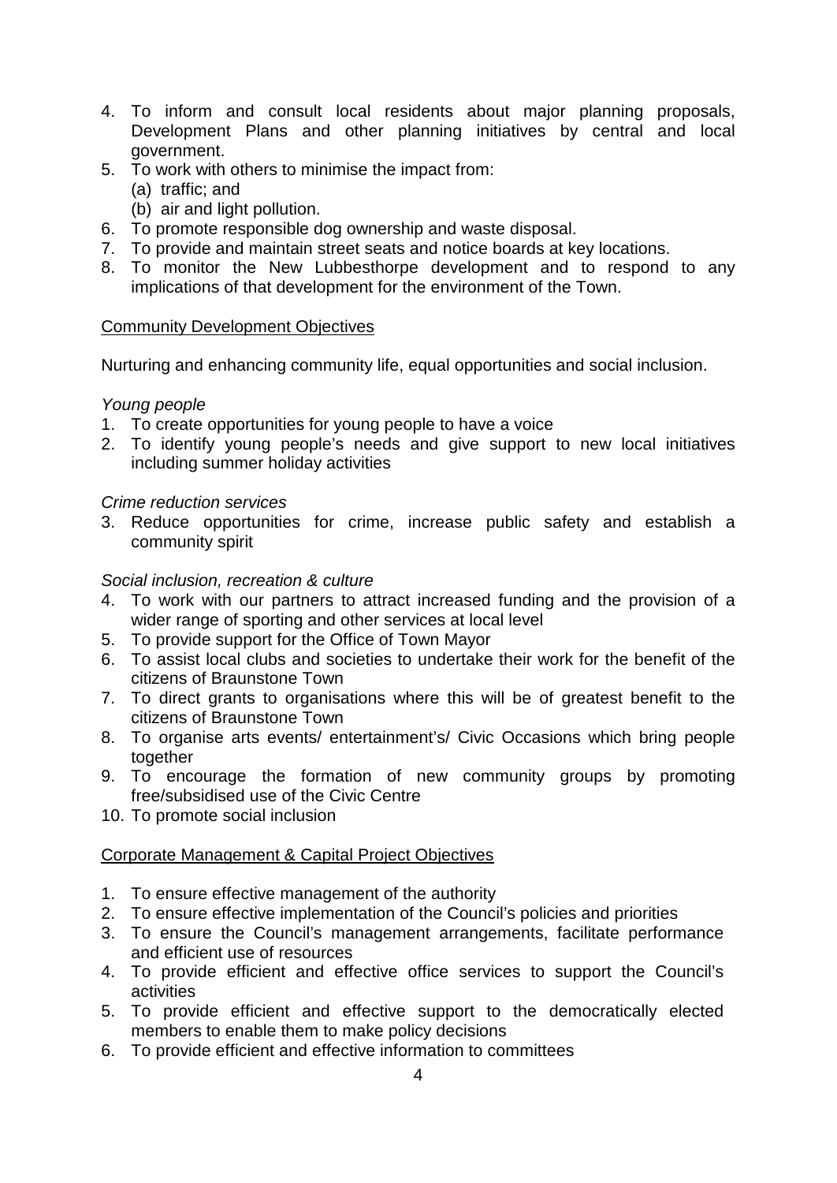4. To inform and consult local residents about major planning proposals, Development Plans and other planning initiatives by central and local government.
5. To work with others to minimise the impact from:
   (a) traffic; and
   (b) air and light pollution.
6. To promote responsible dog ownership and waste disposal.
7. To provide and maintain street seats and notice boards at key locations.
8. To monitor the New Lubbesthorpe development and to respond to any implications of that development for the environment of the Town.

<u>Community Development Objectives</u>

Nurturing and enhancing community life, equal opportunities and social inclusion.

*Young people*

1. To create opportunities for young people to have a voice
2. To identify young people's needs and give support to new local initiatives including summer holiday activities

*Crime reduction services*

3. Reduce opportunities for crime, increase public safety and establish a community spirit

*Social inclusion, recreation & culture*

4. To work with our partners to attract increased funding and the provision of a wider range of sporting and other services at local level
5. To provide support for the Office of Town Mayor
6. To assist local clubs and societies to undertake their work for the benefit of the citizens of Braunstone Town
7. To direct grants to organisations where this will be of greatest benefit to the citizens of Braunstone Town
8. To organise arts events/ entertainment's/ Civic Occasions which bring people together
9. To encourage the formation of new community groups by promoting free/subsidised use of the Civic Centre
10. To promote social inclusion

<u>Corporate Management & Capital Project Objectives</u>

1. To ensure effective management of the authority
2. To ensure effective implementation of the Council's policies and priorities
3. To ensure the Council's management arrangements, facilitate performance and efficient use of resources
4. To provide efficient and effective office services to support the Council's activities
5. To provide efficient and effective support to the democratically elected members to enable them to make policy decisions
6. To provide efficient and effective information to committees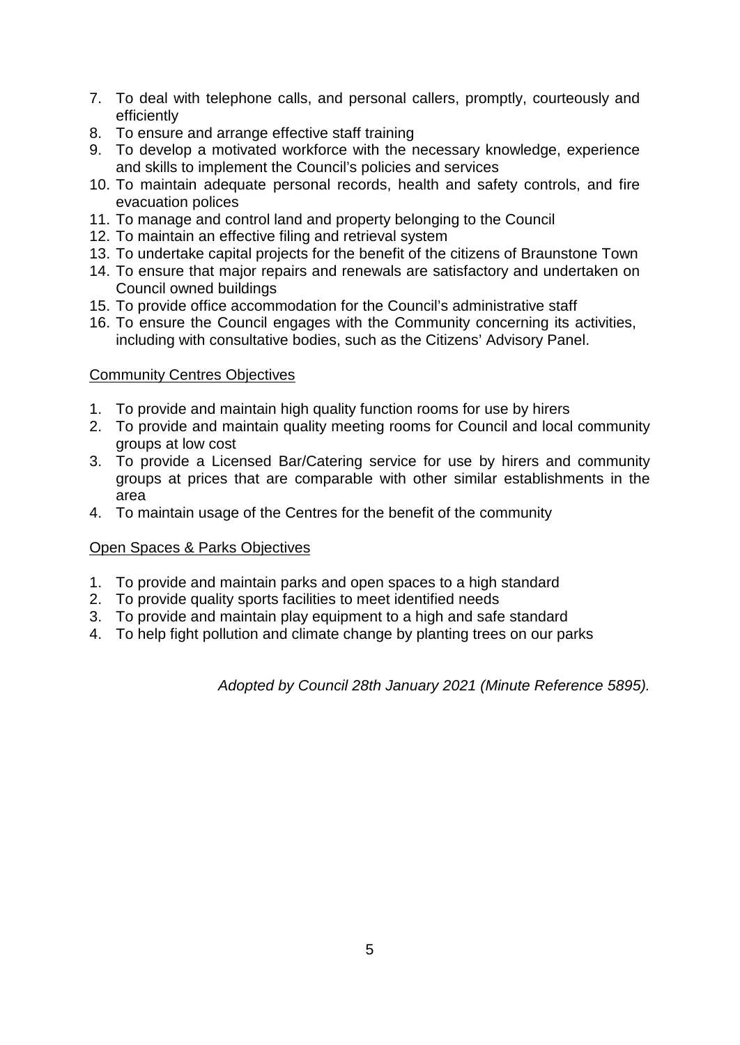7. To deal with telephone calls, and personal callers, promptly, courteously and efficiently
8. To ensure and arrange effective staff training
9. To develop a motivated workforce with the necessary knowledge, experience and skills to implement the Council's policies and services
10. To maintain adequate personal records, health and safety controls, and fire evacuation polices
11. To manage and control land and property belonging to the Council
12. To maintain an effective filing and retrieval system
13. To undertake capital projects for the benefit of the citizens of Braunstone Town
14. To ensure that major repairs and renewals are satisfactory and undertaken on Council owned buildings
15. To provide office accommodation for the Council's administrative staff
16. To ensure the Council engages with the Community concerning its activities, including with consultative bodies, such as the Citizens' Advisory Panel.

<u>Community Centres Objectives</u>

1. To provide and maintain high quality function rooms for use by hirers
2. To provide and maintain quality meeting rooms for Council and local community groups at low cost
3. To provide a Licensed Bar/Catering service for use by hirers and community groups at prices that are comparable with other similar establishments in the area
4. To maintain usage of the Centres for the benefit of the community

<u>Open Spaces & Parks Objectives</u>

1. To provide and maintain parks and open spaces to a high standard
2. To provide quality sports facilities to meet identified needs
3. To provide and maintain play equipment to a high and safe standard
4. To help fight pollution and climate change by planting trees on our parks

*Adopted by Council 28th January 2021 (Minute Reference 5895).*